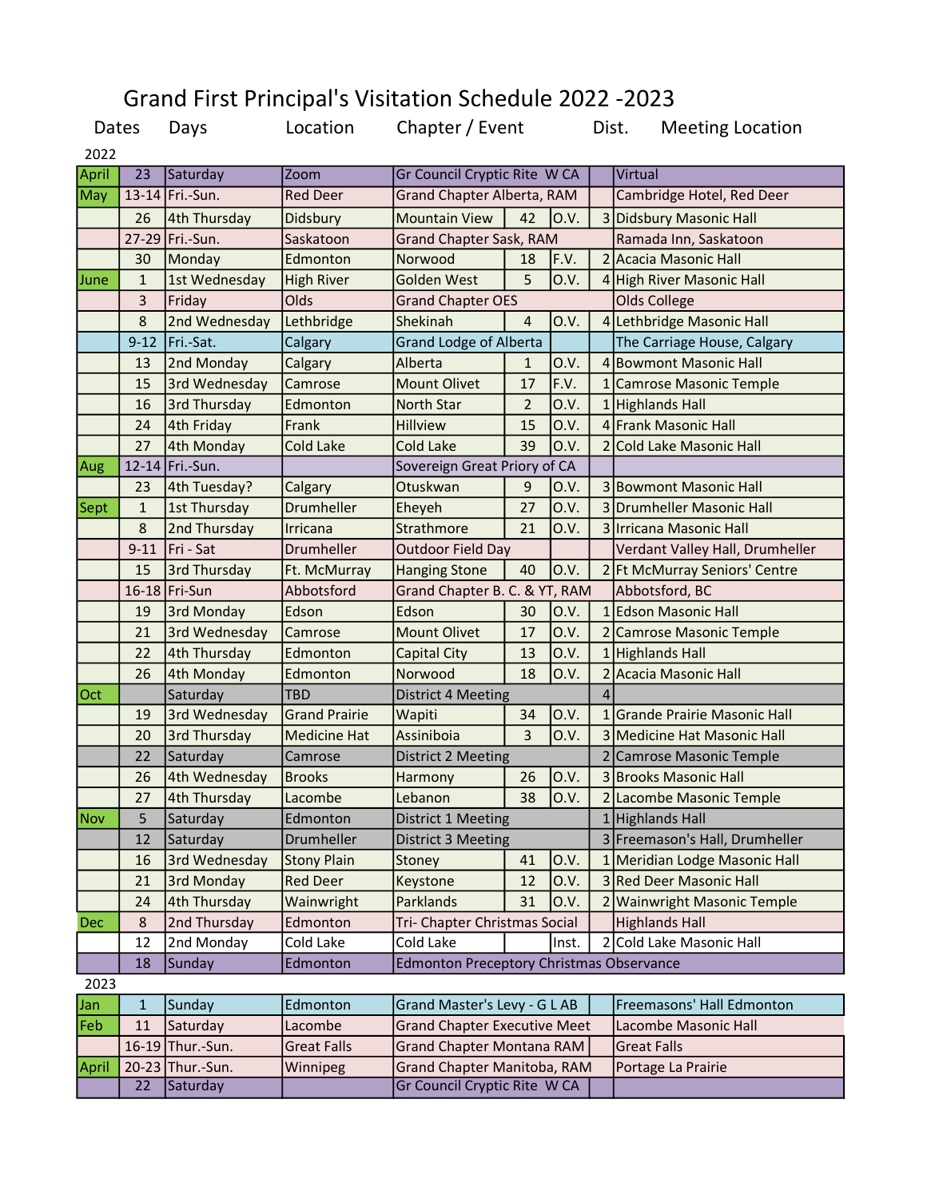# Grand First Principal's Visitation Schedule 2022 -2023

2022

| Dates | | Days | Location | Chapter / Event | | | Dist. | Meeting Location |
|---|---|---|---|---|---|---|---|---|
| April | 23 | Saturday | Zoom | Gr Council Cryptic Rite W CA | | | | Virtual |
| May | 13-14 | Fri.-Sun. | Red Deer | Grand Chapter Alberta, RAM | | | | Cambridge Hotel, Red Deer |
| | 26 | 4th Thursday | Didsbury | Mountain View | 42 | O.V. | 3 | Didsbury Masonic Hall |
| | 27-29 | Fri.-Sun. | Saskatoon | Grand Chapter Sask, RAM | | | | Ramada Inn, Saskatoon |
| | 30 | Monday | Edmonton | Norwood | 18 | F.V. | 2 | Acacia Masonic Hall |
| June | 1 | 1st Wednesday | High River | Golden West | 5 | O.V. | 4 | High River Masonic Hall |
| | 3 | Friday | Olds | Grand Chapter OES | | | | Olds College |
| | 8 | 2nd Wednesday | Lethbridge | Shekinah | 4 | O.V. | 4 | Lethbridge Masonic Hall |
| | 9-12 | Fri.-Sat. | Calgary | Grand Lodge of Alberta | | | | The Carriage House, Calgary |
| | 13 | 2nd Monday | Calgary | Alberta | 1 | O.V. | 4 | Bowmont Masonic Hall |
| | 15 | 3rd Wednesday | Camrose | Mount Olivet | 17 | F.V. | 1 | Camrose Masonic Temple |
| | 16 | 3rd Thursday | Edmonton | North Star | 2 | O.V. | 1 | Highlands Hall |
| | 24 | 4th Friday | Frank | Hillview | 15 | O.V. | 4 | Frank Masonic Hall |
| | 27 | 4th Monday | Cold Lake | Cold Lake | 39 | O.V. | 2 | Cold Lake Masonic Hall |
| Aug | 12-14 | Fri.-Sun. | | Sovereign Great Priory of CA | | | | |
| | 23 | 4th Tuesday? | Calgary | Otuskwan | 9 | O.V. | 3 | Bowmont Masonic Hall |
| Sept | 1 | 1st Thursday | Drumheller | Eheyeh | 27 | O.V. | 3 | Drumheller Masonic Hall |
| | 8 | 2nd Thursday | Irricana | Strathmore | 21 | O.V. | 3 | Irricana Masonic Hall |
| | 9-11 | Fri - Sat | Drumheller | Outdoor Field Day | | | | Verdant Valley Hall, Drumheller |
| | 15 | 3rd Thursday | Ft. McMurray | Hanging Stone | 40 | O.V. | 2 | Ft McMurray Seniors' Centre |
| | 16-18 | Fri-Sun | Abbotsford | Grand Chapter B. C. & YT, RAM | | | | Abbotsford, BC |
| | 19 | 3rd Monday | Edson | Edson | 30 | O.V. | 1 | Edson Masonic Hall |
| | 21 | 3rd Wednesday | Camrose | Mount Olivet | 17 | O.V. | 2 | Camrose Masonic Temple |
| | 22 | 4th Thursday | Edmonton | Capital City | 13 | O.V. | 1 | Highlands Hall |
| | 26 | 4th Monday | Edmonton | Norwood | 18 | O.V. | 2 | Acacia Masonic Hall |
| Oct | | Saturday | TBD | District 4 Meeting | | | 4 | |
| | 19 | 3rd Wednesday | Grand Prairie | Wapiti | 34 | O.V. | 1 | Grande Prairie Masonic Hall |
| | 20 | 3rd Thursday | Medicine Hat | Assiniboia | 3 | O.V. | 3 | Medicine Hat Masonic Hall |
| | 22 | Saturday | Camrose | District 2 Meeting | | | 2 | Camrose Masonic Temple |
| | 26 | 4th Wednesday | Brooks | Harmony | 26 | O.V. | 3 | Brooks Masonic Hall |
| | 27 | 4th Thursday | Lacombe | Lebanon | 38 | O.V. | 2 | Lacombe Masonic Temple |
| Nov | 5 | Saturday | Edmonton | District 1 Meeting | | | 1 | Highlands Hall |
| | 12 | Saturday | Drumheller | District 3 Meeting | | | 3 | Freemason's Hall, Drumheller |
| | 16 | 3rd Wednesday | Stony Plain | Stoney | 41 | O.V. | 1 | Meridian Lodge Masonic Hall |
| | 21 | 3rd Monday | Red Deer | Keystone | 12 | O.V. | 3 | Red Deer Masonic Hall |
| | 24 | 4th Thursday | Wainwright | Parklands | 31 | O.V. | 2 | Wainwright Masonic Temple |
| Dec | 8 | 2nd Thursday | Edmonton | Tri- Chapter Christmas Social | | | | Highlands Hall |
| | 12 | 2nd Monday | Cold Lake | Cold Lake | | Inst. | 2 | Cold Lake Masonic Hall |
| | 18 | Sunday | Edmonton | Edmonton Preceptory Christmas Observance | | | | |

2023

| Dates | | Days | Location | Chapter / Event | | | Dist. | Meeting Location |
|---|---|---|---|---|---|---|---|---|
| Jan | 1 | Sunday | Edmonton | Grand Master's Levy - G L AB | | | | Freemasons' Hall Edmonton |
| Feb | 11 | Saturday | Lacombe | Grand Chapter Executive Meet | | | | Lacombe Masonic Hall |
| | 16-19 | Thur.-Sun. | Great Falls | Grand Chapter Montana RAM | | | | Great Falls |
| April | 20-23 | Thur.-Sun. | Winnipeg | Grand Chapter Manitoba, RAM | | | | Portage La Prairie |
| | 22 | Saturday | | Gr Council Cryptic Rite W CA | | | | |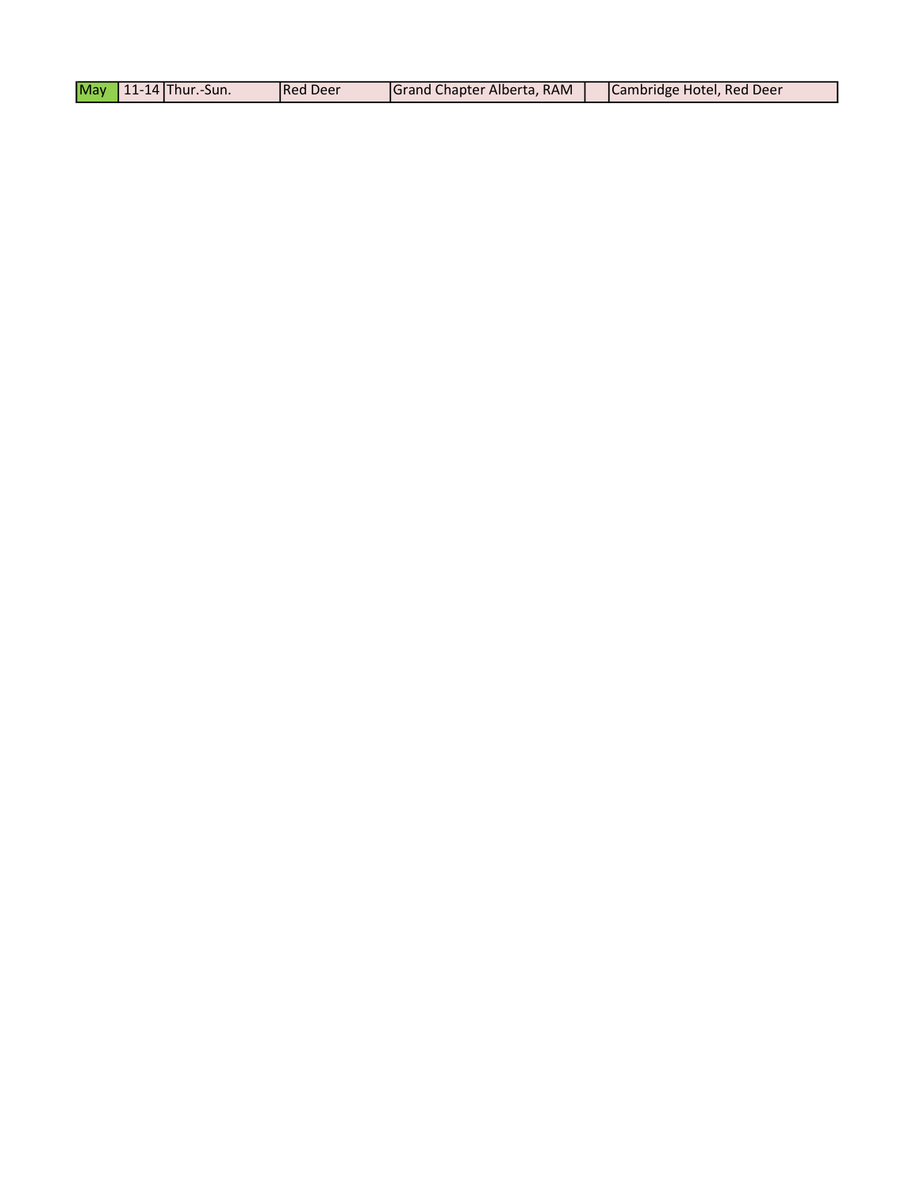| | | | | | | |
|---|---|---|---|---|---|---|
| May | 11-14 | Thur.-Sun. | Red Deer | Grand Chapter Alberta, RAM | | Cambridge Hotel, Red Deer |